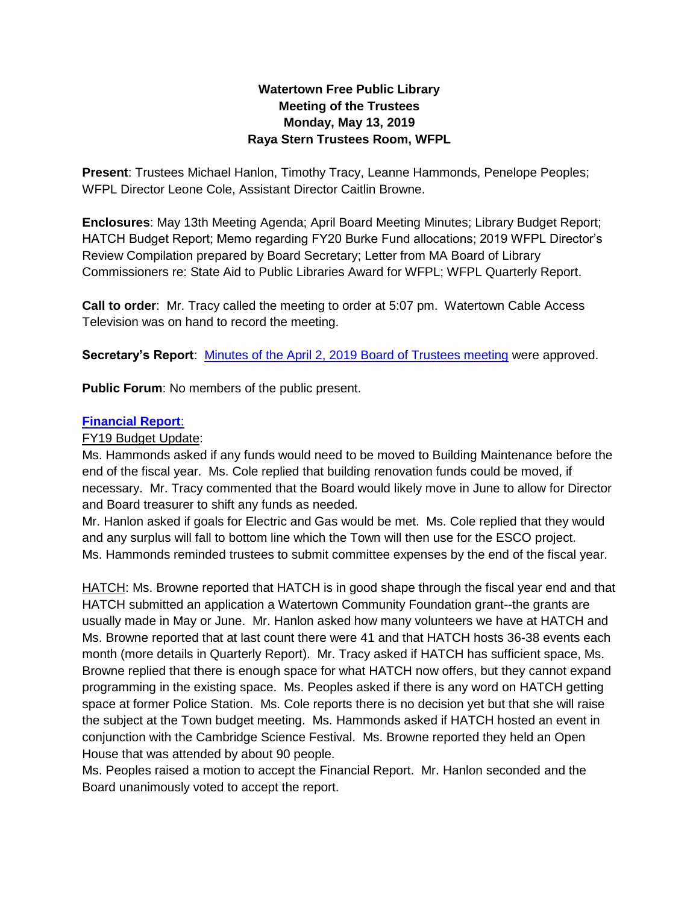**Watertown Free Public Library**
**Meeting of the Trustees**
**Monday, May 13, 2019**
**Raya Stern Trustees Room, WFPL**

**Present**: Trustees Michael Hanlon, Timothy Tracy, Leanne Hammonds, Penelope Peoples; WFPL Director Leone Cole, Assistant Director Caitlin Browne.

**Enclosures**: May 13th Meeting Agenda; April Board Meeting Minutes; Library Budget Report; HATCH Budget Report; Memo regarding FY20 Burke Fund allocations; 2019 WFPL Director's Review Compilation prepared by Board Secretary; Letter from MA Board of Library Commissioners re: State Aid to Public Libraries Award for WFPL; WFPL Quarterly Report.

**Call to order**: Mr. Tracy called the meeting to order at 5:07 pm. Watertown Cable Access Television was on hand to record the meeting.

**Secretary's Report**: Minutes of the April 2, 2019 Board of Trustees meeting were approved.

**Public Forum**: No members of the public present.

**Financial Report**:

FY19 Budget Update:

Ms. Hammonds asked if any funds would need to be moved to Building Maintenance before the end of the fiscal year. Ms. Cole replied that building renovation funds could be moved, if necessary. Mr. Tracy commented that the Board would likely move in June to allow for Director and Board treasurer to shift any funds as needed.

Mr. Hanlon asked if goals for Electric and Gas would be met. Ms. Cole replied that they would and any surplus will fall to bottom line which the Town will then use for the ESCO project.

Ms. Hammonds reminded trustees to submit committee expenses by the end of the fiscal year.

HATCH: Ms. Browne reported that HATCH is in good shape through the fiscal year end and that HATCH submitted an application a Watertown Community Foundation grant--the grants are usually made in May or June. Mr. Hanlon asked how many volunteers we have at HATCH and Ms. Browne reported that at last count there were 41 and that HATCH hosts 36-38 events each month (more details in Quarterly Report). Mr. Tracy asked if HATCH has sufficient space, Ms. Browne replied that there is enough space for what HATCH now offers, but they cannot expand programming in the existing space. Ms. Peoples asked if there is any word on HATCH getting space at former Police Station. Ms. Cole reports there is no decision yet but that she will raise the subject at the Town budget meeting. Ms. Hammonds asked if HATCH hosted an event in conjunction with the Cambridge Science Festival. Ms. Browne reported they held an Open House that was attended by about 90 people.

Ms. Peoples raised a motion to accept the Financial Report. Mr. Hanlon seconded and the Board unanimously voted to accept the report.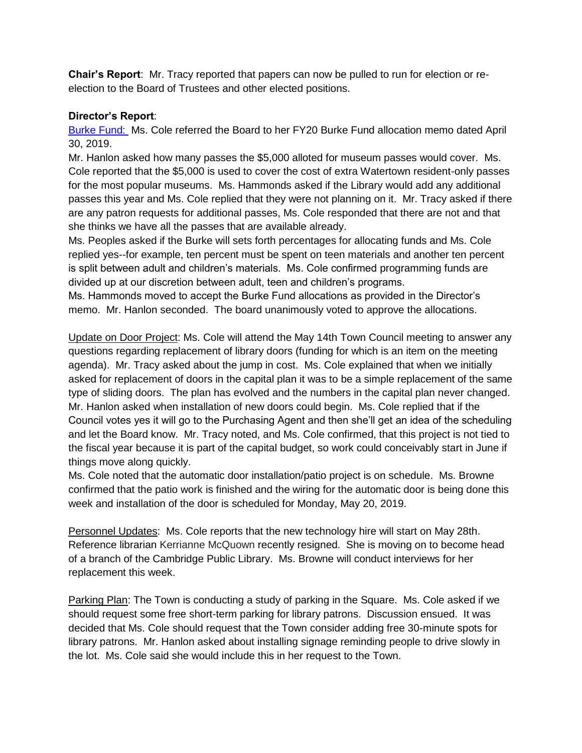**Chair's Report**: Mr. Tracy reported that papers can now be pulled to run for election or re-election to the Board of Trustees and other elected positions.

**Director's Report**:

Burke Fund: Ms. Cole referred the Board to her FY20 Burke Fund allocation memo dated April 30, 2019.

Mr. Hanlon asked how many passes the $5,000 alloted for museum passes would cover. Ms. Cole reported that the $5,000 is used to cover the cost of extra Watertown resident-only passes for the most popular museums. Ms. Hammonds asked if the Library would add any additional passes this year and Ms. Cole replied that they were not planning on it. Mr. Tracy asked if there are any patron requests for additional passes, Ms. Cole responded that there are not and that she thinks we have all the passes that are available already.

Ms. Peoples asked if the Burke will sets forth percentages for allocating funds and Ms. Cole replied yes--for example, ten percent must be spent on teen materials and another ten percent is split between adult and children's materials. Ms. Cole confirmed programming funds are divided up at our discretion between adult, teen and children's programs.

Ms. Hammonds moved to accept the Burke Fund allocations as provided in the Director's memo. Mr. Hanlon seconded. The board unanimously voted to approve the allocations.

Update on Door Project: Ms. Cole will attend the May 14th Town Council meeting to answer any questions regarding replacement of library doors (funding for which is an item on the meeting agenda). Mr. Tracy asked about the jump in cost. Ms. Cole explained that when we initially asked for replacement of doors in the capital plan it was to be a simple replacement of the same type of sliding doors. The plan has evolved and the numbers in the capital plan never changed. Mr. Hanlon asked when installation of new doors could begin. Ms. Cole replied that if the Council votes yes it will go to the Purchasing Agent and then she'll get an idea of the scheduling and let the Board know. Mr. Tracy noted, and Ms. Cole confirmed, that this project is not tied to the fiscal year because it is part of the capital budget, so work could conceivably start in June if things move along quickly.

Ms. Cole noted that the automatic door installation/patio project is on schedule. Ms. Browne confirmed that the patio work is finished and the wiring for the automatic door is being done this week and installation of the door is scheduled for Monday, May 20, 2019.

Personnel Updates: Ms. Cole reports that the new technology hire will start on May 28th. Reference librarian Kerrianne McQuown recently resigned. She is moving on to become head of a branch of the Cambridge Public Library. Ms. Browne will conduct interviews for her replacement this week.

Parking Plan: The Town is conducting a study of parking in the Square. Ms. Cole asked if we should request some free short-term parking for library patrons. Discussion ensued. It was decided that Ms. Cole should request that the Town consider adding free 30-minute spots for library patrons. Mr. Hanlon asked about installing signage reminding people to drive slowly in the lot. Ms. Cole said she would include this in her request to the Town.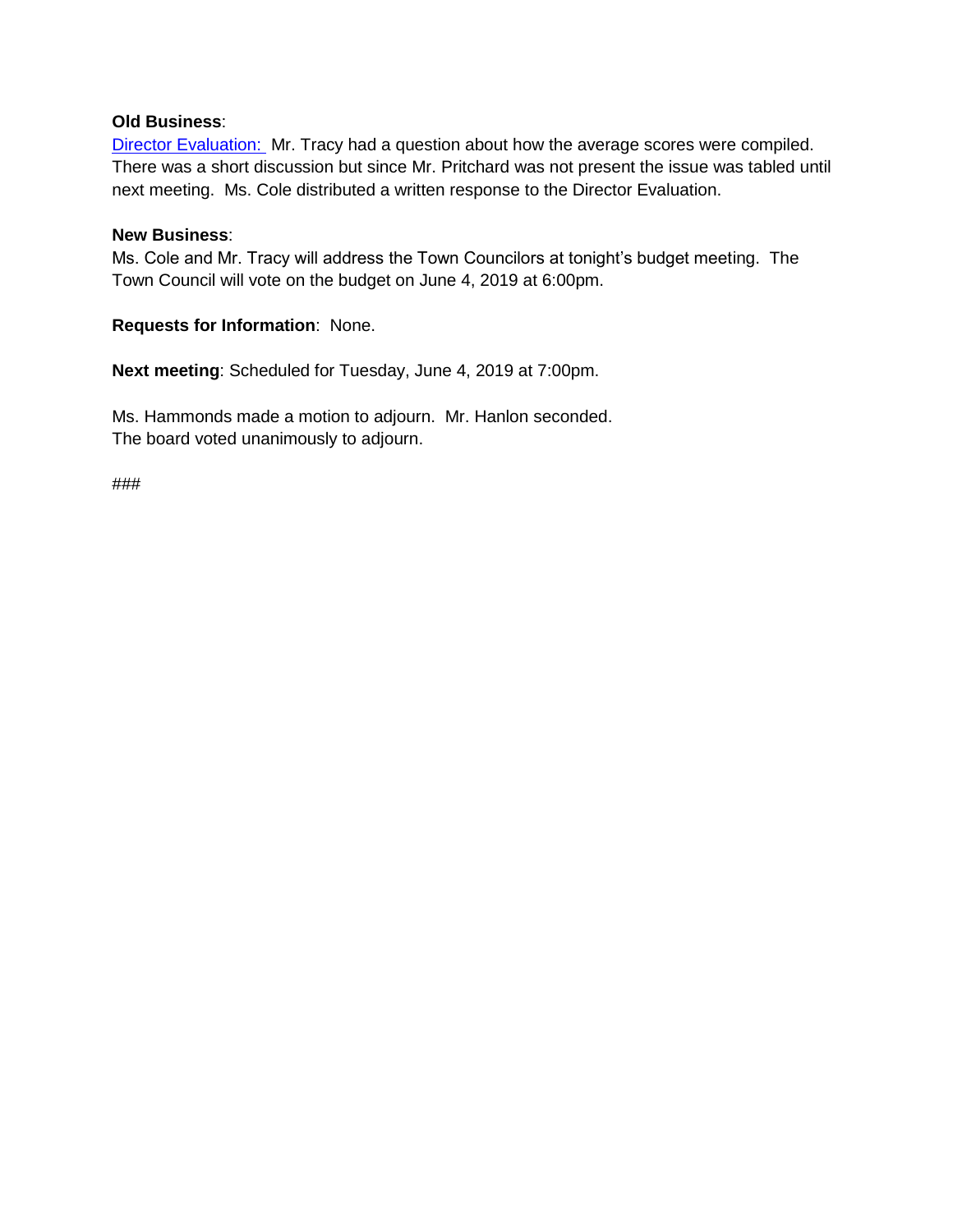**Old Business**:
Director Evaluation: Mr. Tracy had a question about how the average scores were compiled. There was a short discussion but since Mr. Pritchard was not present the issue was tabled until next meeting. Ms. Cole distributed a written response to the Director Evaluation.

**New Business**:
Ms. Cole and Mr. Tracy will address the Town Councilors at tonight's budget meeting. The Town Council will vote on the budget on June 4, 2019 at 6:00pm.

**Requests for Information**: None.

**Next meeting**: Scheduled for Tuesday, June 4, 2019 at 7:00pm.

Ms. Hammonds made a motion to adjourn. Mr. Hanlon seconded.
The board voted unanimously to adjourn.

###